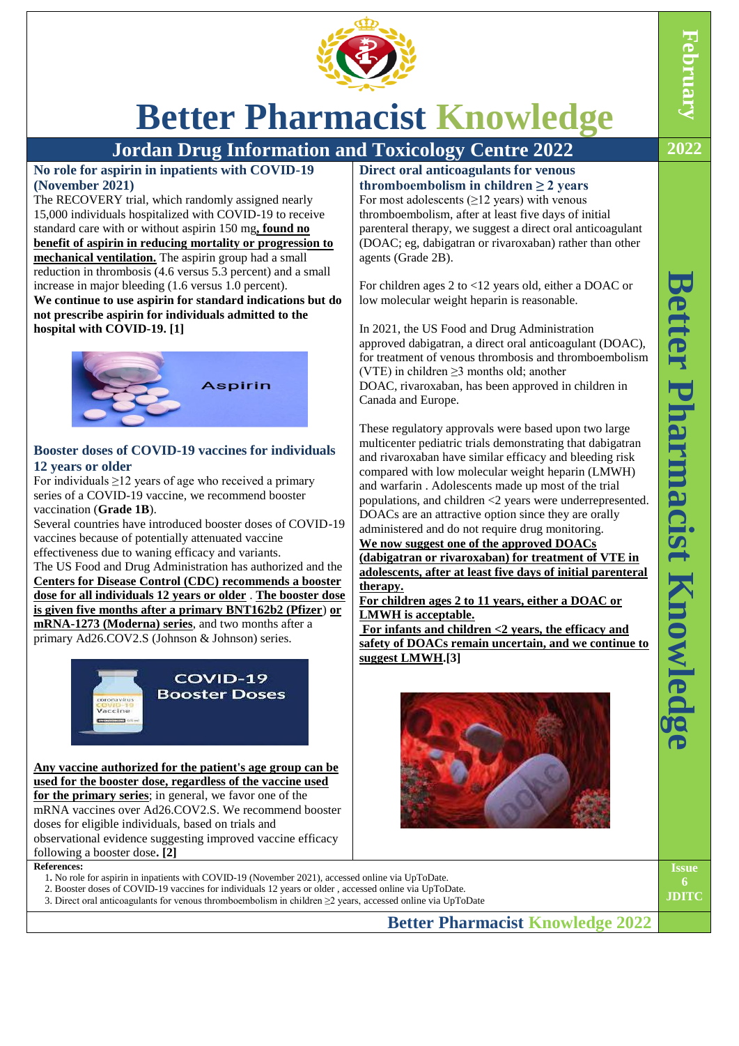# Better Pharmacist Knowledge

## Jordan Drug Information and Toxicology Centre 2022

### No role for aspirin in inpatients with COVID-19 (November 2021)

The RECOVERY trial, which randomly assigned nearly 15,000 individuals hospitalized with COVID-19 to receive standard care with or without aspirin 150 mg**, found no benefit of aspirin in reducing mortality or progression to mechanical ventilation.** The aspirin group had a small reduction in thrombosis (4.6 versus 5.3 percent) and a small increase in major bleeding (1.6 versus 1.0 percent).

**We continue to use aspirin for standard indications but do not prescribe aspirin for individuals admitted to the hospital with COVID-19. [1]**

### Booster doses of COVID-19 vaccines for individuals 12 years or older

For individuals ≥12 years of age who received a primary series of a COVID-19 vaccine, we recommend booster vaccination (**Grade 1B**).

Several countries have introduced booster doses of COVID-19 vaccines because of potentially attenuated vaccine effectiveness due to waning efficacy and variants.

The US Food and Drug Administration has authorized and the **Centers for Disease Control (CDC) recommends a booster dose for all individuals 12 years or older** . **The booster dose is given five months after a primary BNT162b2 (Pfizer**) **or mRNA-1273 (Moderna) series**, and two months after a primary Ad26.COV2.S (Johnson & Johnson) series.

**Any vaccine authorized for the patient's age group can be used for the booster dose, regardless of the vaccine used for the primary series**; in general, we favor one of the mRNA vaccines over Ad26.COV2.S. We recommend booster doses for eligible individuals, based on trials and observational evidence suggesting improved vaccine efficacy following a booster dose. **[2]**

### Direct oral anticoagulants for venous thromboembolism in children ≥ 2 years

For most adolescents (≥12 years) with venous thromboembolism, after at least five days of initial parenteral therapy, we suggest a direct oral anticoagulant (DOAC; eg, dabigatran or rivaroxaban) rather than other agents (Grade 2B).

For children ages 2 to <12 years old, either a DOAC or low molecular weight heparin is reasonable.

In 2021, the US Food and Drug Administration approved dabigatran, a direct oral anticoagulant (DOAC), for treatment of venous thromboembolism (VTE) in children ≥3 months old; another DOAC, rivaroxaban, has been approved in children in Canada and Europe.

These regulatory approvals were based upon two large multicenter pediatric trials demonstrating that dabigatran and rivaroxaban have similar efficacy and bleeding risk compared with low molecular weight heparin (LMWH) and warfarin . Adolescents made up most of the trial populations, and children <2 years were underrepresented. DOACs are an attractive option since they are orally administered and do not require drug monitoring.

**We now suggest one of the approved DOACs (dabigatran or rivaroxaban) for treatment of VTE in adolescents, after at least five days of initial parenteral therapy.**

**For children ages 2 to 11 years, either a DOAC or LMWH is acceptable.**

**For infants and children <2 years, the efficacy and safety of DOACs remain uncertain, and we continue to suggest LMWH.[3]**

**References:**

1. No role for aspirin in inpatients with COVID-19 (November 2021), accessed online via UpToDate.
2. Booster doses of COVID-19 vaccines for individuals 12 years or older , accessed online via UpToDate.
3. Direct oral anticoagulants for venous thromboembolism in children ≥2 years, accessed online via UpToDate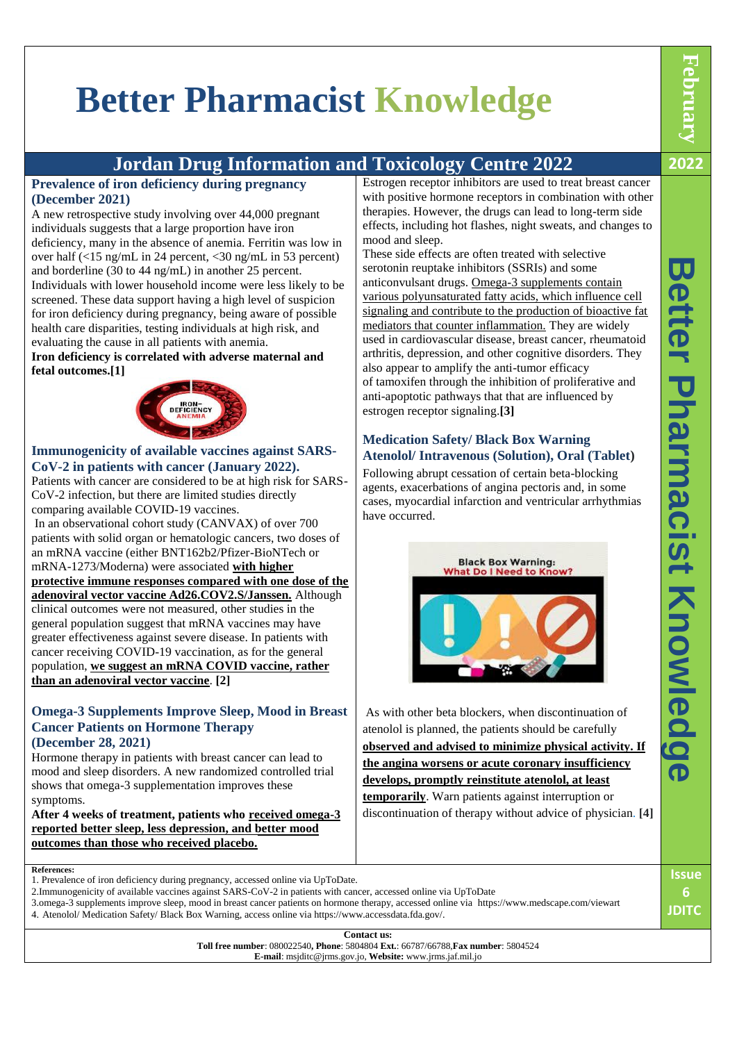# Better Pharmacist Knowledge

## Jordan Drug Information and Toxicology Centre 2022

### Prevalence of iron deficiency during pregnancy (December 2021)

A new retrospective study involving over 44,000 pregnant individuals suggests that a large proportion have iron deficiency, many in the absence of anemia. Ferritin was low in over half (<15 ng/mL in 24 percent, <30 ng/mL in 53 percent) and borderline (30 to 44 ng/mL) in another 25 percent. Individuals with lower household income were less likely to be screened. These data support having a high level of suspicion for iron deficiency during pregnancy, being aware of possible health care disparities, testing individuals at high risk, and evaluating the cause in all patients with anemia.

**Iron deficiency is correlated with adverse maternal and fetal outcomes.[1]**

### Immunogenicity of available vaccines against SARS-CoV-2 in patients with cancer (January 2022).

Patients with cancer are considered to be at high risk for SARS-CoV-2 infection, but there are limited studies directly comparing available COVID-19 vaccines.

In an observational cohort study (CANVAX) of over 700 patients with solid organ or hematologic cancers, two doses of an mRNA vaccine (either BNT162b2/Pfizer-BioNTech or mRNA-1273/Moderna) were associated **with higher protective immune responses compared with one dose of the adenoviral vector vaccine Ad26.COV2.S/Janssen.** Although clinical outcomes were not measured, other studies in the general population suggest that mRNA vaccines may have greater effectiveness against severe disease. In patients with cancer receiving COVID-19 vaccination, as for the general population, **we suggest an mRNA COVID vaccine, rather than an adenoviral vector vaccine**. **[2]**

### Omega-3 Supplements Improve Sleep, Mood in Breast Cancer Patients on Hormone Therapy (December 28, 2021)

Hormone therapy in patients with breast cancer can lead to mood and sleep disorders. A new randomized controlled trial shows that omega-3 supplementation improves these symptoms.

**After 4 weeks of treatment, patients who received omega-3 reported better sleep, less depression, and better mood outcomes than those who received placebo.**

Estrogen receptor inhibitors are used to treat breast cancer with positive hormone receptors in combination with other therapies. However, the drugs can lead to long-term side effects, including hot flashes, night sweats, and changes to mood and sleep.

These side effects are often treated with selective serotonin reuptake inhibitors (SSRIs) and some anticonvulsant drugs. Omega-3 supplements contain various polyunsaturated fatty acids, which influence cell signaling and contribute to the production of bioactive fat mediators that counter inflammation. They are widely used in cardiovascular disease, breast cancer, rheumatoid arthritis, depression, and other cognitive disorders. They also appear to amplify the anti-tumor efficacy of tamoxifen through the inhibition of proliferative and anti-apoptotic pathways that that are influenced by estrogen receptor signaling.**[3]**

### Medication Safety/ Black Box Warning Atenolol/ Intravenous (Solution), Oral (Tablet)

Following abrupt cessation of certain beta-blocking agents, exacerbations of angina pectoris and, in some cases, myocardial infarction and ventricular arrhythmias have occurred.

Black Box Warning: What Do I Need to Know?

As with other beta blockers, when discontinuation of atenolol is planned, the patients should be carefully **observed and advised to minimize physical activity. If the angina worsens or acute coronary insufficiency develops, promptly reinstitute atenolol, at least temporarily**. Warn patients against interruption or discontinuation of therapy without advice of physician. **[4]**

**References:**

1. Prevalence of iron deficiency during pregnancy, accessed online via UpToDate.
2. Immunogenicity of available vaccines against SARS-CoV-2 in patients with cancer, accessed online via UpToDate
3. omega-3 supplements improve sleep, mood in breast cancer patients on hormone therapy, accessed online via https://www.medscape.com/viewart
4. Atenolol/ Medication Safety/ Black Box Warning, access online via https://www.accessdata.fda.gov/.

**Contact us:**
**Toll free number**: 080022540, **Phone**: 5804804 **Ext.**: 66787/66788,**Fax number**: 5804524
**E-mail**: msjditc@jrms.gov.jo, **Website:** www.jrms.jaf.mil.jo